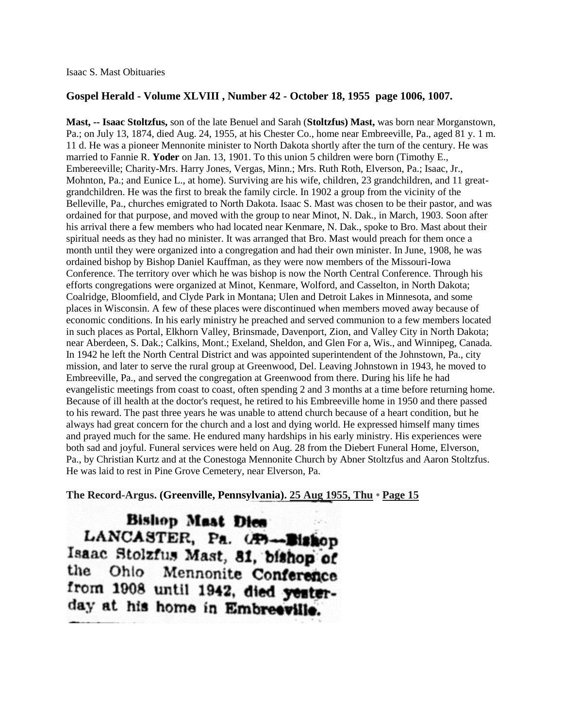Isaac S. Mast Obituaries

## Gospel Herald - Volume XLVIII , Number 42 - October 18, 1955 page 1006, 1007.

**Mast, -- Isaac Stoltzfus,** son of the late Benuel and Sarah (**Stoltzfus) Mast,** was born near Morganstown, Pa.; on July 13, 1874, died Aug. 24, 1955, at his Chester Co., home near Embreeville, Pa., aged 81 y. 1 m. 11 d. He was a pioneer Mennonite minister to North Dakota shortly after the turn of the century. He was married to Fannie R. **Yoder** on Jan. 13, 1901. To this union 5 children were born (Timothy E., Embereeville; Charity-Mrs. Harry Jones, Vergas, Minn.; Mrs. Ruth Roth, Elverson, Pa.; Isaac, Jr., Mohnton, Pa.; and Eunice L., at home). Surviving are his wife, children, 23 grandchildren, and 11 great-grandchildren. He was the first to break the family circle. In 1902 a group from the vicinity of the Belleville, Pa., churches emigrated to North Dakota. Isaac S. Mast was chosen to be their pastor, and was ordained for that purpose, and moved with the group to near Minot, N. Dak., in March, 1903. Soon after his arrival there a few members who had located near Kenmare, N. Dak., spoke to Bro. Mast about their spiritual needs as they had no minister. It was arranged that Bro. Mast would preach for them once a month until they were organized into a congregation and had their own minister. In June, 1908, he was ordained bishop by Bishop Daniel Kauffman, as they were now members of the Missouri-Iowa Conference. The territory over which he was bishop is now the North Central Conference. Through his efforts congregations were organized at Minot, Kenmare, Wolford, and Casselton, in North Dakota; Coalridge, Bloomfield, and Clyde Park in Montana; Ulen and Detroit Lakes in Minnesota, and some places in Wisconsin. A few of these places were discontinued when members moved away because of economic conditions. In his early ministry he preached and served communion to a few members located in such places as Portal, Elkhorn Valley, Brinsmade, Davenport, Zion, and Valley City in North Dakota; near Aberdeen, S. Dak.; Calkins, Mont.; Exeland, Sheldon, and Glen For a, Wis., and Winnipeg, Canada. In 1942 he left the North Central District and was appointed superintendent of the Johnstown, Pa., city mission, and later to serve the rural group at Greenwood, Del. Leaving Johnstown in 1943, he moved to Embreeville, Pa., and served the congregation at Greenwood from there. During his life he had evangelistic meetings from coast to coast, often spending 2 and 3 months at a time before returning home. Because of ill health at the doctor's request, he retired to his Embreeville home in 1950 and there passed to his reward. The past three years he was unable to attend church because of a heart condition, but he always had great concern for the church and a lost and dying world. He expressed himself many times and prayed much for the same. He endured many hardships in his early ministry. His experiences were both sad and joyful. Funeral services were held on Aug. 28 from the Diebert Funeral Home, Elverson, Pa., by Christian Kurtz and at the Conestoga Mennonite Church by Abner Stoltzfus and Aaron Stoltzfus. He was laid to rest in Pine Grove Cemetery, near Elverson, Pa.

## The Record-Argus. (Greenville, Pennsylvania). 25 Aug 1955, Thu • Page 15

**Bishop Mast Dies**

LANCASTER, Pa. (AP)—Bishop Isaac Stolzfus Mast, 81, bishop of the Ohio Mennonite Conference from 1908 until 1942, died yesterday at his home in Embreeville.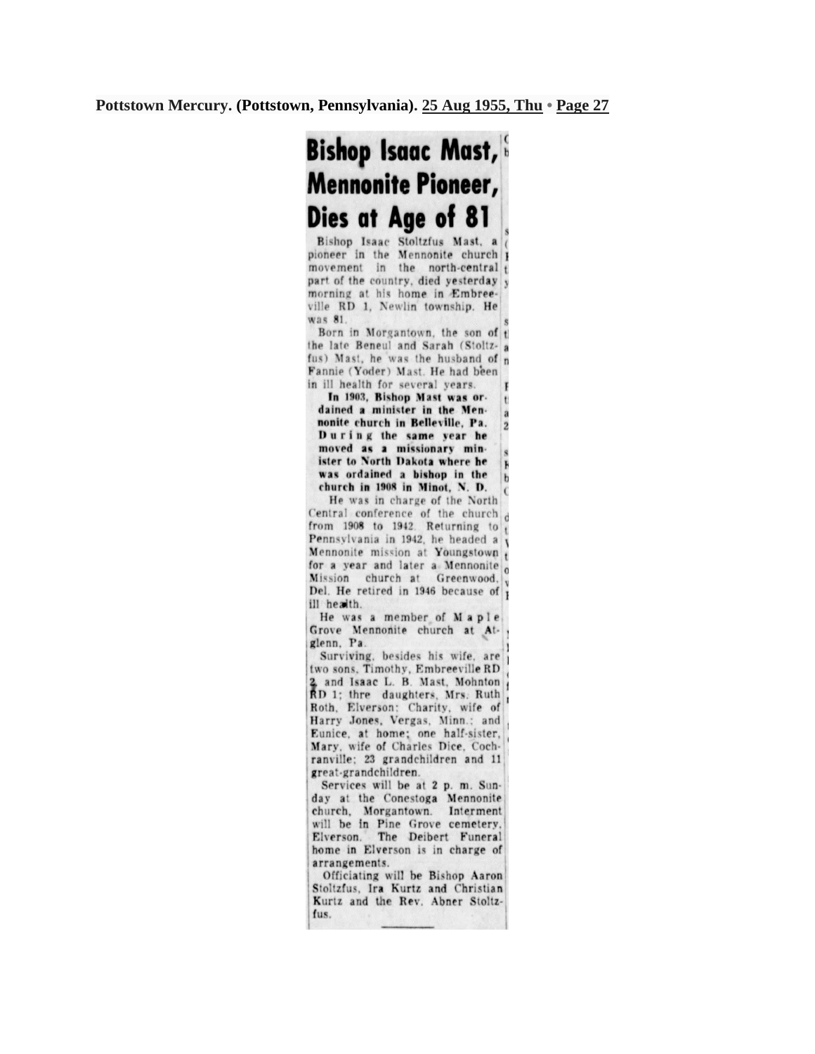**Pottstown Mercury. (Pottstown, Pennsylvania). 25 Aug 1955, Thu • Page 27**

# Bishop Isaac Mast, Mennonite Pioneer, Dies at Age of 81

Bishop Isaac Stoltzfus Mast, a pioneer in the Mennonite church movement in the north-central part of the country, died yesterday morning at his home in Embreeville RD 1, Newlin township. He was 81.

Born in Morgantown, the son of the late Beneul and Sarah (Stoltzfus) Mast, he was the husband of Fannie (Yoder) Mast. He had been in ill health for several years.

**In 1903, Bishop Mast was ordained a minister in the Mennonite church in Belleville, Pa. During the same year he moved as a missionary minister to North Dakota where he was ordained a bishop in the church in 1908 in Minot, N. D.**

He was in charge of the North Central conference of the church from 1908 to 1942. Returning to Pennsylvania in 1942, he headed a Mennonite mission at Youngstown for a year and later a Mennonite Mission church at Greenwood, Del. He retired in 1946 because of ill health.

He was a member of Maple Grove Mennonite church at Atglenn, Pa.

Surviving, besides his wife, are two sons, Timothy, Embreeville RD 2, and Isaac L. B. Mast, Mohnton RD 1; thre daughters, Mrs. Ruth Roth, Elverson; Charity, wife of Harry Jones, Vergas, Minn.; and Eunice, at home; one half-sister, Mary, wife of Charles Dice, Cochranville; 23 grandchildren and 11 great-grandchildren.

Services will be at 2 p. m. Sunday at the Conestoga Mennonite church, Morgantown. Interment will be in Pine Grove cemetery, Elverson. The Deibert Funeral home in Elverson is in charge of arrangements.

Officiating will be Bishop Aaron Stoltzfus, Ira Kurtz and Christian Kurtz and the Rev. Abner Stoltzfus.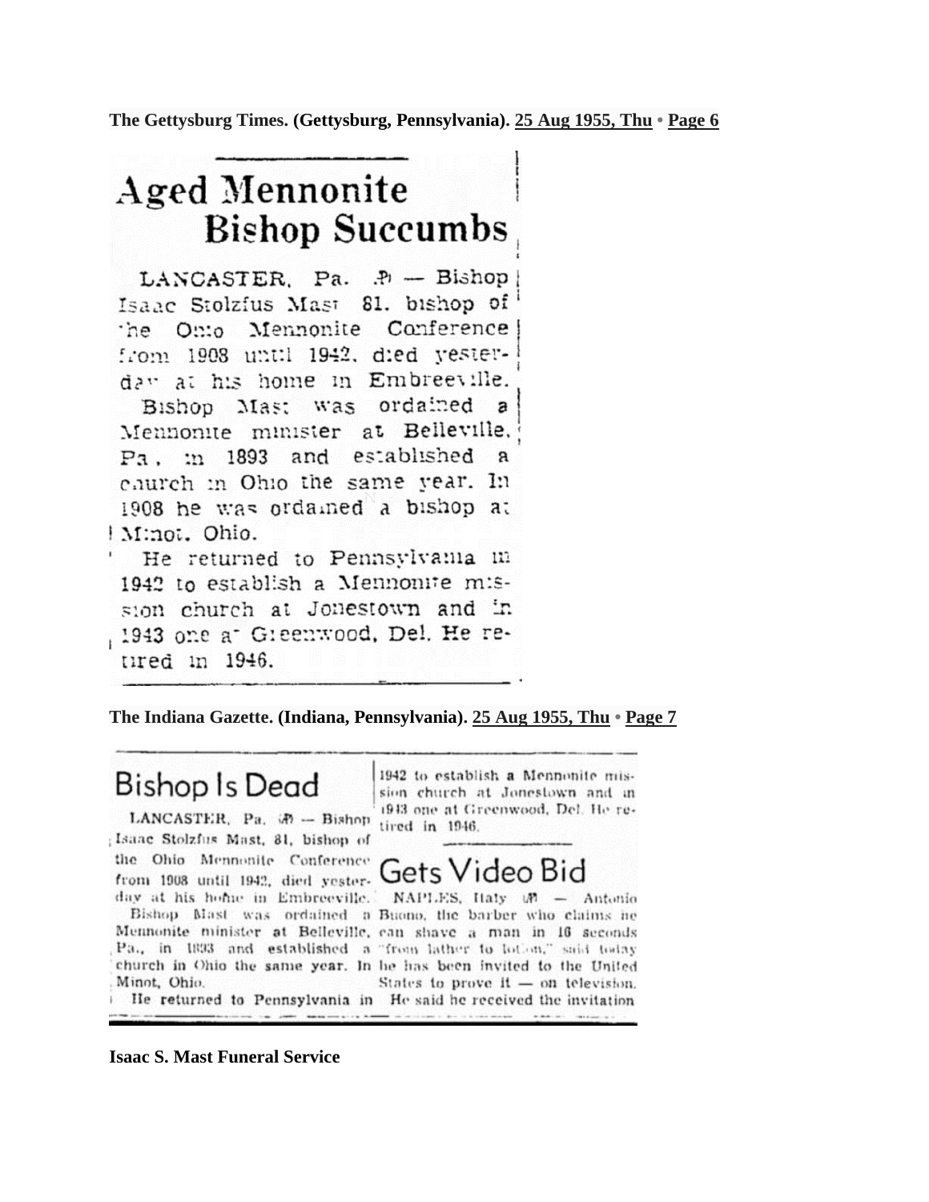**The Gettysburg Times. (Gettysburg, Pennsylvania). 25 Aug 1955, Thu • Page 6**

## Aged Mennonite Bishop Succumbs

LANCASTER, Pa. (AP) — Bishop Isaac Stolzfus Mast 81, bishop of the Ohio Mennonite Conference from 1908 until 1942, died yesterday at his home in Embreeville.

Bishop Mast was ordained a Mennonite minister at Belleville, Pa., in 1893 and established a church in Ohio the same year. In 1908 he was ordained a bishop at Minot, Ohio.

He returned to Pennsylvania in 1942 to establish a Mennonite mission church at Jonestown and in 1943 one at Greenwood, Del. He retired in 1946.

**The Indiana Gazette. (Indiana, Pennsylvania). 25 Aug 1955, Thu • Page 7**

## Bishop Is Dead

LANCASTER, Pa. (AP) — Bishop Isaac Stolzfus Mast, 81, bishop of the Ohio Mennonite Conference from 1908 until 1942, died yesterday at his home in Embreeville.

Bishop Mast was ordained a Mennonite minister at Belleville, Pa., in 1893 and established a church in Ohio the same year. In 1908 he was ordained a bishop at Minot, Ohio.

He returned to Pennsylvania in 1942 to establish a Mennonite mission church at Jonestown and in 1943 one at Greenwood, Del. He retired in 1946.

## Gets Video Bid

NAPLES, Italy (AP) — Antonio Buono, the barber who claims he can shave a man in 16 seconds "from lather to lotion," said today he has been invited to the United States to prove it — on television. He said he received the invitation

**Isaac S. Mast Funeral Service**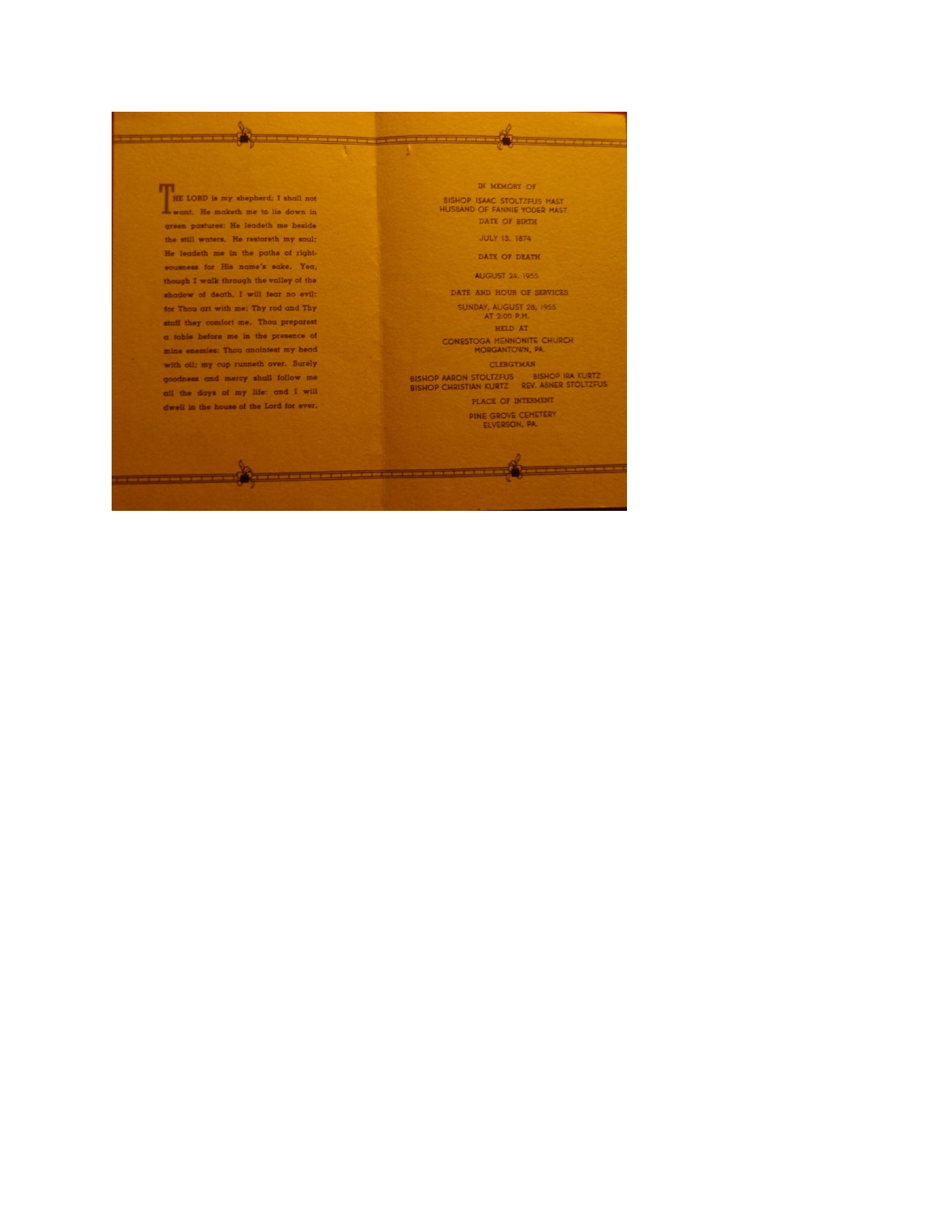THE LORD is my shepherd; I shall not want. He maketh me to lie down in green pastures: He leadeth me beside the still waters. He restoreth my soul; He leadeth me in the paths of righteousness for His name's sake. Yea, though I walk through the valley of the shadow of death, I will fear no evil: for Thou art with me; Thy rod and Thy staff they comfort me. Thou preparest a table before me in the presence of mine enemies: Thou anointest my head with oil; my cup runneth over. Surely goodness and mercy shall follow me all the days of my life: and I will dwell in the house of the Lord for ever.

IN MEMORY OF

BISHOP ISAAC STOLTZFUS MAST
HUSBAND OF FANNIE YODER MAST

DATE OF BIRTH

JULY 13, 1874

DATE OF DEATH

AUGUST 24, 1955

DATE AND HOUR OF SERVICES

SUNDAY, AUGUST 28, 1955
AT 2:00 P.M.

HELD AT

CONESTOGA MENNONITE CHURCH
MORGANTOWN, PA.

CLERGYMAN

BISHOP AARON STOLTZFUS   BISHOP IRA KURTZ
BISHOP CHRISTIAN KURTZ   REV. ABNER STOLTZFUS

PLACE OF INTERMENT

PINE GROVE CEMETERY
ELVERSON, PA.